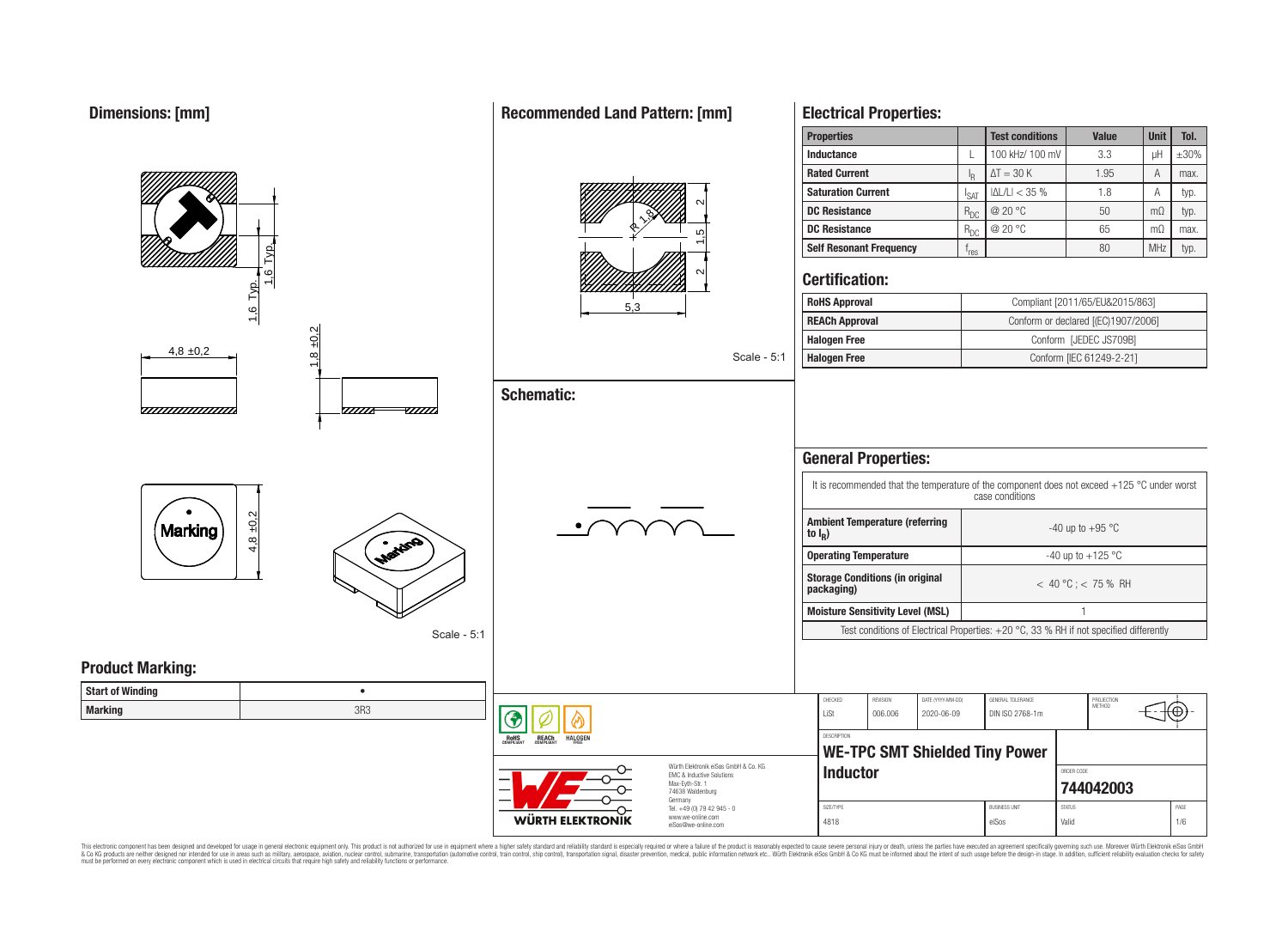## Dimensions: [mm]

1,6 Typ.

1,6 Typ.

4,8 ±0,2

1,8 ±0,2

Marking

4,8 ±0,2

Scale - 5:1

## Recommended Land Pattern: [mm]

R 1,8

2

1,5

2

5,3

Scale - 5:1

## Schematic:

## Electrical Properties:

| Properties | | Test conditions | Value | Unit | Tol. |
|---|---|---|---|---|---|
| Inductance | L | 100 kHz/ 100 mV | 3.3 | µH | ±30% |
| Rated Current | $I_R$ | $\Delta T = 30$ K | 1.95 | A | max. |
| Saturation Current | $I_{SAT}$ | $\|\Delta L/L\| < 35$ % | 1.8 | A | typ. |
| DC Resistance | $R_{DC}$ | @ 20 °C | 50 | mΩ | typ. |
| DC Resistance | $R_{DC}$ | @ 20 °C | 65 | mΩ | max. |
| Self Resonant Frequency | $f_{res}$ | | 80 | MHz | typ. |

## Certification:

| | |
|---|---|
| RoHS Approval | Compliant [2011/65/EU&2015/863] |
| REACh Approval | Conform or declared [(EC)1907/2006] |
| Halogen Free | Conform [JEDEC JS709B] |
| Halogen Free | Conform [IEC 61249-2-21] |

## General Properties:

It is recommended that the temperature of the component does not exceed +125 °C under worst case conditions

| | |
|---|---|
| Ambient Temperature (referring to $I_R$) | -40 up to +95 °C |
| Operating Temperature | -40 up to +125 °C |
| Storage Conditions (in original packaging) | < 40 °C ; < 75 % RH |
| Moisture Sensitivity Level (MSL) | 1 |

Test conditions of Electrical Properties: +20 °C, 33 % RH if not specified differently

## Product Marking:

| | |
|---|---|
| Start of Winding | • |
| Marking | 3R3 |

RoHS COMPLIANT · REACh COMPLIANT · HALOGEN FREE

Würth Elektronik eiSos GmbH & Co. KG
EMC & Inductive Solutions
Max-Eyth-Str. 1
74638 Waldenburg
Germany
Tel. +49 (0) 79 42 945 - 0
www.we-online.com
eiSos@we-online.com

WÜRTH ELEKTRONIK

| CHECKED | REVISION | DATE (YYYY-MM-DD) | GENERAL TOLERANCE | PROJECTION METHOD |
|---|---|---|---|---|
| LiSt | 006.006 | 2020-06-09 | DIN ISO 2768-1m | |

DESCRIPTION: **WE-TPC SMT Shielded Tiny Power Inductor**

ORDER CODE: **744042003**

| SIZE/TYPE | BUSINESS UNIT | STATUS | PAGE |
|---|---|---|---|
| 4818 | eiSos | Valid | 1/6 |

This electronic component has been designed and developed for usage in general electronic equipment only. This product is not authorized for use in equipment where a higher safety standard and reliability standard is especially required or where a failure of the product is reasonably expected to cause severe personal injury or death, unless the parties have executed an agreement specifically governing such use. Moreover Würth Elektronik eiSos GmbH & Co KG products are neither designed nor intended for use in areas such as military, aerospace, aviation, nuclear control, submarine, transportation (automotive control, train control, ship control), transportation signal, disaster prevention, medical, public information network etc.. Würth Elektronik eiSos GmbH & Co KG must be informed about the intent of such usage before the design-in stage. In addition, sufficient reliability evaluation checks for safety must be performed on every electronic component which is used in electrical circuits that require high safety and reliability functions or performance.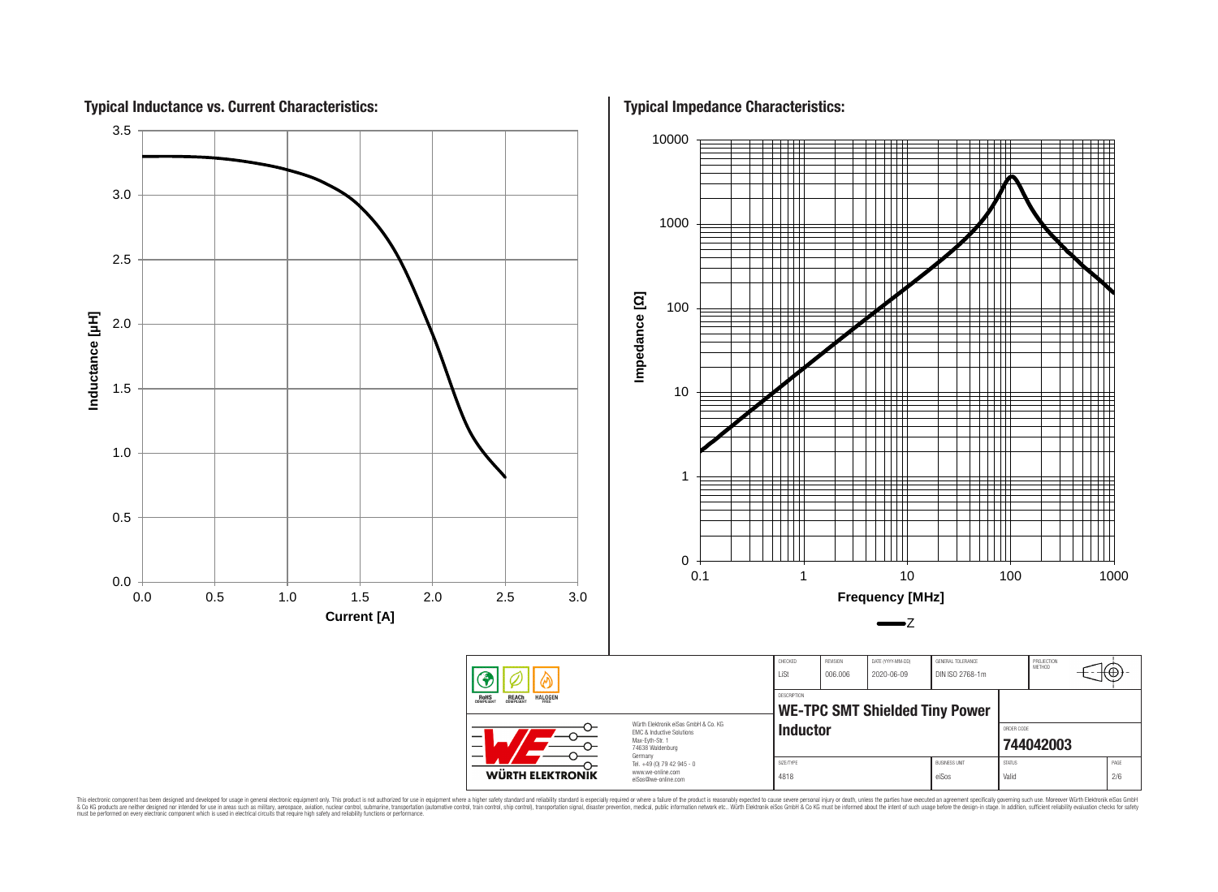## Typical Inductance vs. Current Characteristics:

Inductance [µH]: 0.0, 0.5, 1.0, 1.5, 2.0, 2.5, 3.0, 3.5

Current [A]: 0.0, 0.5, 1.0, 1.5, 2.0, 2.5, 3.0

## Typical Impedance Characteristics:

Impedance [Ω]: 0, 1, 10, 100, 1000, 10000

Frequency [MHz]: 0.1, 1, 10, 100, 1000

Z

| CHECKED | REVISION | DATE (YYYY-MM-DD) | GENERAL TOLERANCE | PROJECTION METHOD |
|---|---|---|---|---|
| LiSt | 006.006 | 2020-06-09 | DIN ISO 2768-1m | |

RoHS COMPLIANT · REACh COMPLIANT · HALOGEN FREE

Würth Elektronik eiSos GmbH & Co. KG
EMC & Inductive Solutions
Max-Eyth-Str. 1
74638 Waldenburg
Germany
Tel. +49 (0) 79 42 945 - 0
www.we-online.com
eiSos@we-online.com

WÜRTH ELEKTRONIK

DESCRIPTION

**WE-TPC SMT Shielded Tiny Power Inductor**

ORDER CODE

**744042003**

| SIZE/TYPE | BUSINESS UNIT | STATUS | PAGE |
|---|---|---|---|
| 4818 | eiSos | Valid | 2/6 |

This electronic component has been designed and developed for usage in general electronic equipment only. This product is not authorized for use in equipment where a higher safety standard and reliability standard is especially required or where a failure of the product is reasonably expected to cause severe personal injury or death, unless the parties have executed an agreement specifically governing such use. Moreover Würth Elektronik eiSos GmbH & Co KG products are neither designed nor intended for use in areas such as military, aerospace, aviation, nuclear control, submarine, transportation (automotive control, train control, ship control), transportation signal, disaster prevention, medical, public information network etc.. Würth Elektronik eiSos GmbH & Co KG must be informed about the intent of such usage before the design-in stage. In addition, sufficient reliability evaluation checks for safety must be performed on every electronic component which is used in electrical circuits that require high safety and reliability functions or performance.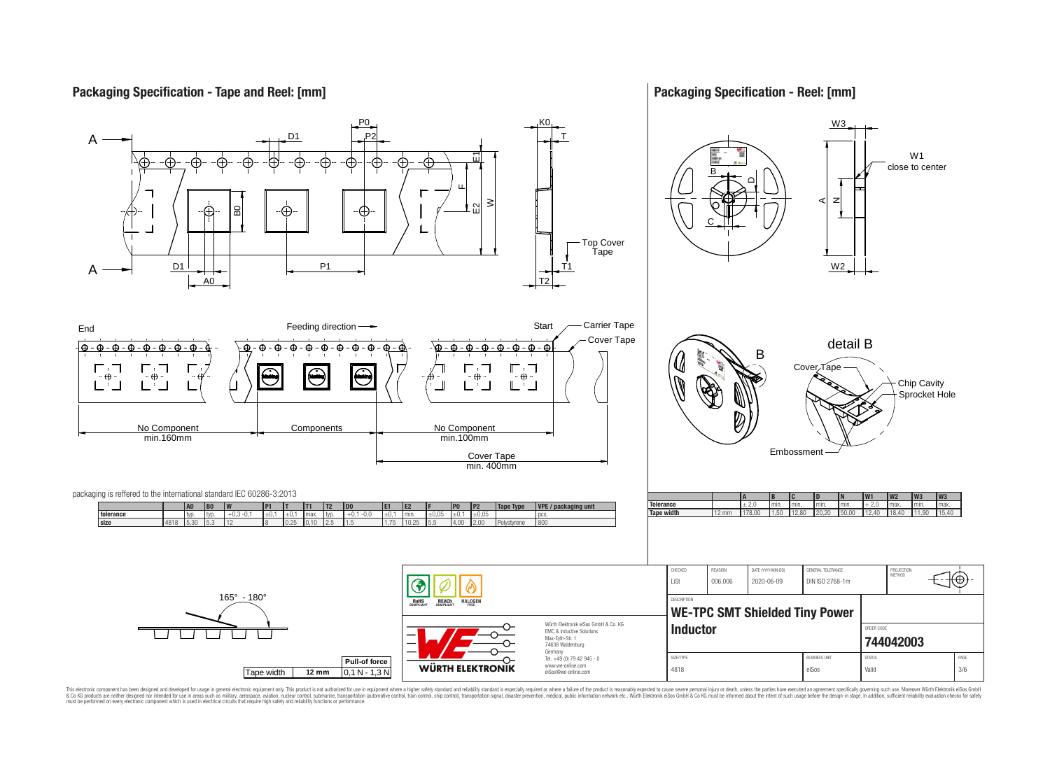## Packaging Specification - Tape and Reel: [mm]

End — Feeding direction → Start — Carrier Tape — Cover Tape

No Component min.160mm | Components | No Component min.100mm | Cover Tape min. 400mm

packaging is reffered to the international standard IEC 60286-3:2013

| | | A0 | B0 | W | P1 | T | T1 | T2 | D0 | E1 | E2 | F | P0 | P2 | Tape Type | VPE / packaging unit |
|---|---|---|---|---|---|---|---|---|---|---|---|---|---|---|---|---|
| tolerance | | typ. | typ. | +0,3 -0,1 | ±0,1 | ±0,1 | max. | typ. | +0,1 -0,0 | ±0,1 | min. | ±0,05 | ±0,1 | ±0,05 | | pcs. |
| size | 4818 | 5,30 | 5,3 | 12 | 8 | 0,25 | 0,10 | 2,5 | 1,5 | 1,75 | 10,25 | 5,5 | 4,00 | 2,00 | Polystyrene | 800 |

165° - 180°

| Tape width | 12 mm | Pull-of force 0,1 N - 1,3 N |
|---|---|---|

## Packaging Specification - Reel: [mm]

W1 close to center

detail B: Cover Tape, Chip Cavity, Sprocket Hole, Embossment

| | | A | B | C | D | N | W1 | W2 | W3 | W3 |
|---|---|---|---|---|---|---|---|---|---|---|
| Tolerance | | ± 2,0 | min. | min. | min. | min. | + 2,0 | max. | min. | max. |
| Tape width | 12 mm | 178,00 | 1,50 | 12,80 | 20,20 | 50,00 | 12,40 | 18,40 | 11,90 | 15,40 |

Würth Elektronik eiSos GmbH & Co. KG
EMC & Inductive Solutions
Max-Eyth-Str. 1
74638 Waldenburg
Germany
Tel. +49 (0) 79 42 945 - 0
www.we-online.com
eiSos@we-online.com

| CHECKED | REVISION | DATE (YYYY-MM-DD) | GENERAL TOLERANCE | PROJECTION METHOD |
|---|---|---|---|---|
| LiSt | 006.006 | 2020-06-09 | DIN ISO 2768-1m | |

DESCRIPTION: **WE-TPC SMT Shielded Tiny Power Inductor**

ORDER CODE: **744042003**

| SIZE/TYPE | BUSINESS UNIT | STATUS | PAGE |
|---|---|---|---|
| 4818 | eiSos | Valid | 3/6 |

This electronic component has been designed and developed for usage in general electronic equipment only. This product is not authorized for use in equipment where a higher safety standard and reliability standard is especially required or where a failure of the product is reasonably expected to cause severe personal injury or death, unless the parties have executed an agreement specifically governing such use. Moreover Würth Elektronik eiSos GmbH & Co KG products are neither designed nor intended for use in areas such as military, aerospace, aviation, nuclear control, submarine, transportation (automotive control, train control, ship control), transportation signal, disaster prevention, medical, public information network etc.. Würth Elektronik eiSos GmbH & Co KG must be informed about the intent of such usage before the design-in stage. In addition, sufficient reliability evaluation checks for safety must be performed on every electronic component which is used in electrical circuits that require high safety and reliability functions or performance.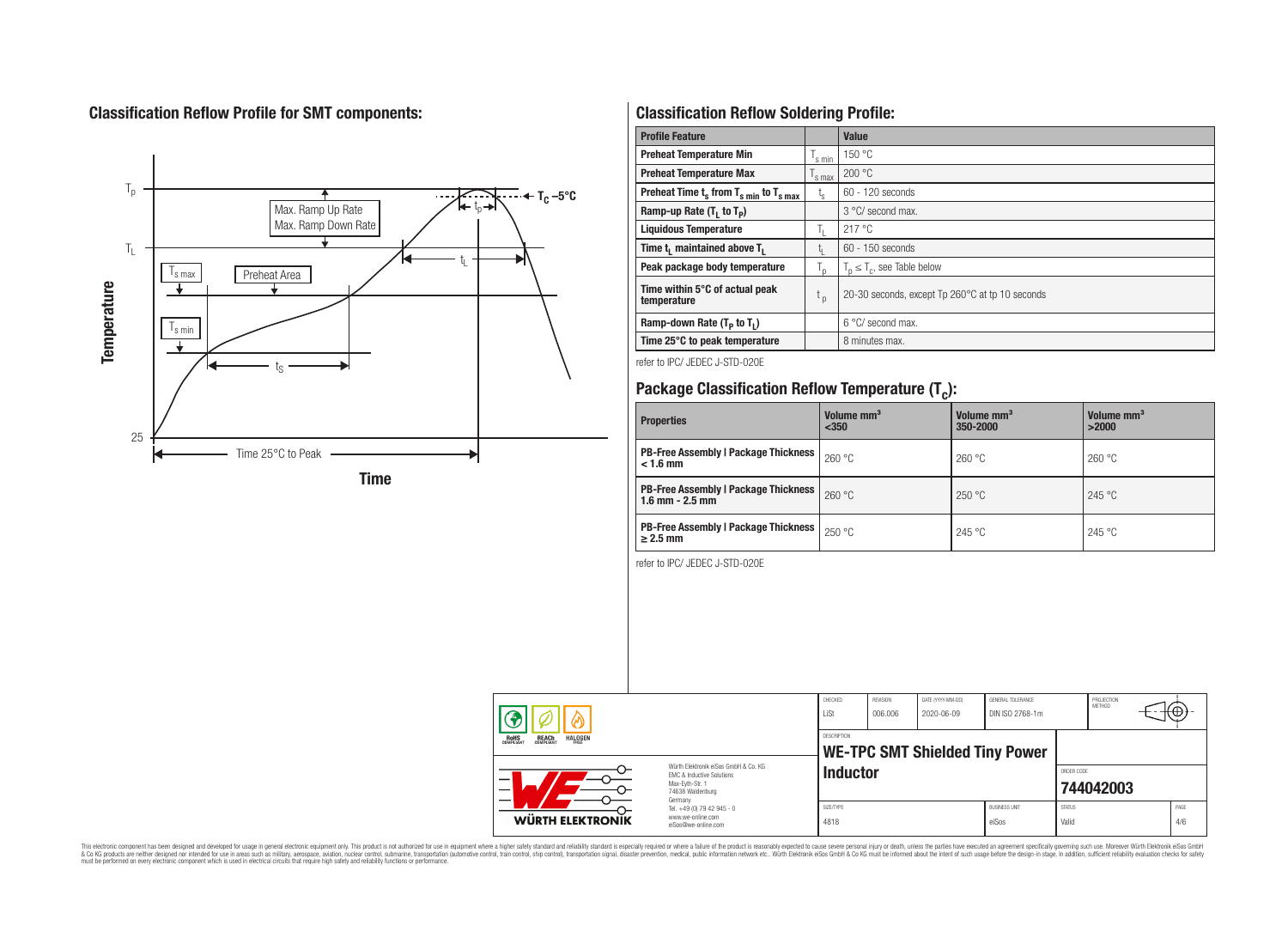## Classification Reflow Profile for SMT components:

## Classification Reflow Soldering Profile:

| Profile Feature | | Value |
|---|---|---|
| Preheat Temperature Min | $T_{s\,min}$ | 150 °C |
| Preheat Temperature Max | $T_{s\,max}$ | 200 °C |
| Preheat Time $t_s$ from $T_{s\,min}$ to $T_{s\,max}$ | $t_s$ | 60 - 120 seconds |
| Ramp-up Rate ($T_L$ to $T_P$) | | 3 °C/ second max. |
| Liquidous Temperature | $T_L$ | 217 °C |
| Time $t_L$ maintained above $T_L$ | $t_L$ | 60 - 150 seconds |
| Peak package body temperature | $T_p$ | $T_p \leq T_c$, see Table below |
| Time within 5°C of actual peak temperature | $t_p$ | 20-30 seconds, except Tp 260°C at tp 10 seconds |
| Ramp-down Rate ($T_P$ to $T_L$) | | 6 °C/ second max. |
| Time 25°C to peak temperature | | 8 minutes max. |

refer to IPC/ JEDEC J-STD-020E

## Package Classification Reflow Temperature ($T_c$):

| Properties | Volume mm³ <350 | Volume mm³ 350-2000 | Volume mm³ >2000 |
|---|---|---|---|
| PB-Free Assembly \| Package Thickness < 1.6 mm | 260 °C | 260 °C | 260 °C |
| PB-Free Assembly \| Package Thickness 1.6 mm - 2.5 mm | 260 °C | 250 °C | 245 °C |
| PB-Free Assembly \| Package Thickness ≥ 2.5 mm | 250 °C | 245 °C | 245 °C |

refer to IPC/ JEDEC J-STD-020E

| CHECKED | REVISION | DATE (YYYY-MM-DD) | GENERAL TOLERANCE | PROJECTION METHOD |
|---|---|---|---|---|
| LiSt | 006.006 | 2020-06-09 | DIN ISO 2768-1m | |

DESCRIPTION: **WE-TPC SMT Shielded Tiny Power Inductor**

ORDER CODE: **744042003**

| SIZE/TYPE | BUSINESS UNIT | STATUS | PAGE |
|---|---|---|---|
| 4818 | eiSos | Valid | 4/6 |

Würth Elektronik eiSos GmbH & Co. KG
EMC & Inductive Solutions
Max-Eyth-Str. 1
74638 Waldenburg
Germany
Tel. +49 (0) 79 42 945 - 0
www.we-online.com
eiSos@we-online.com

This electronic component has been designed and developed for usage in general electronic equipment only. This product is not authorized for use in equipment where a higher safety standard and reliability standard is especially required or where a failure of the product is reasonably expected to cause severe personal injury or death, unless the parties have executed an agreement specifically governing such use. Moreover Würth Elektronik eiSos GmbH & Co KG products are neither designed nor intended for use in areas such as military, aerospace, aviation, nuclear control, submarine, transportation (automotive control, train control, ship control), transportation signal, disaster prevention, medical, public information network etc.. Würth Elektronik eiSos GmbH & Co KG must be informed about the intent of such usage before the design-in stage. In addition, sufficient reliability evaluation checks for safety must be performed on every electronic component which is used in electrical circuits that require high safety and reliability functions or performance.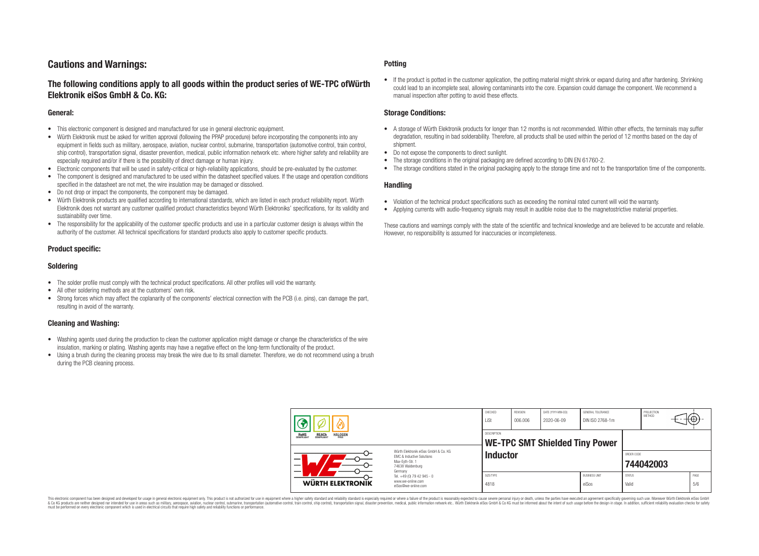## Cautions and Warnings:

### The following conditions apply to all goods within the product series of WE-TPC ofWürth Elektronik eiSos GmbH & Co. KG:

#### General:

- This electronic component is designed and manufactured for use in general electronic equipment.
- Würth Elektronik must be asked for written approval (following the PPAP procedure) before incorporating the components into any equipment in fields such as military, aerospace, aviation, nuclear control, submarine, transportation (automotive control, train control, ship control), transportation signal, disaster prevention, medical, public information network etc. where higher safety and reliability are especially required and/or if there is the possibility of direct damage or human injury.
- Electronic components that will be used in safety-critical or high-reliability applications, should be pre-evaluated by the customer.
- The component is designed and manufactured to be used within the datasheet specified values. If the usage and operation conditions specified in the datasheet are not met, the wire insulation may be damaged or dissolved.
- Do not drop or impact the components, the component may be damaged.
- Würth Elektronik products are qualified according to international standards, which are listed in each product reliability report. Würth Elektronik does not warrant any customer qualified product characteristics beyond Würth Elektroniks' specifications, for its validity and sustainability over time.
- The responsibility for the applicability of the customer specific products and use in a particular customer design is always within the authority of the customer. All technical specifications for standard products also apply to customer specific products.

#### Product specific:

#### Soldering

- The solder profile must comply with the technical product specifications. All other profiles will void the warranty.
- All other soldering methods are at the customers' own risk.
- Strong forces which may affect the coplanarity of the components' electrical connection with the PCB (i.e. pins), can damage the part, resulting in avoid of the warranty.

#### Cleaning and Washing:

- Washing agents used during the production to clean the customer application might damage or change the characteristics of the wire insulation, marking or plating. Washing agents may have a negative effect on the long-term functionality of the product.
- Using a brush during the cleaning process may break the wire due to its small diameter. Therefore, we do not recommend using a brush during the PCB cleaning process.

#### Potting

- If the product is potted in the customer application, the potting material might shrink or expand during and after hardening. Shrinking could lead to an incomplete seal, allowing contaminants into the core. Expansion could damage the component. We recommend a manual inspection after potting to avoid these effects.

#### Storage Conditions:

- A storage of Würth Elektronik products for longer than 12 months is not recommended. Within other effects, the terminals may suffer degradation, resulting in bad solderability. Therefore, all products shall be used within the period of 12 months based on the day of shipment.
- Do not expose the components to direct sunlight.
- The storage conditions in the original packaging are defined according to DIN EN 61760-2.
- The storage conditions stated in the original packaging apply to the storage time and not to the transportation time of the components.

#### Handling

- Violation of the technical product specifications such as exceeding the nominal rated current will void the warranty.
- Applying currents with audio-frequency signals may result in audible noise due to the magnetostrictive material properties.

These cautions and warnings comply with the state of the scientific and technical knowledge and are believed to be accurate and reliable. However, no responsibility is assumed for inaccuracies or incompleteness.

| CHECKED | REVISION | DATE (YYYY-MM-DD) | GENERAL TOLERANCE | PROJECTION METHOD |
|---|---|---|---|---|
| LiSt | 006.006 | 2020-06-09 | DIN ISO 2768-1m | |

| DESCRIPTION | ORDER CODE |
|---|---|
| WE-TPC SMT Shielded Tiny Power Inductor | 744042003 |

| SIZE/TYPE | BUSINESS UNIT | STATUS | PAGE |
|---|---|---|---|
| 4818 | eiSos | Valid | 5/6 |

Würth Elektronik eiSos GmbH & Co. KG
EMC & Inductive Solutions
Max-Eyth-Str. 1
74638 Waldenburg
Germany
Tel. +49 (0) 79 42 945 - 0
www.we-online.com
eiSos@we-online.com

This electronic component has been designed and developed for usage in general electronic equipment only. This product is not authorized for use in equipment where a higher safety standard and reliability standard is especially required or where a failure of the product is reasonably expected to cause severe personal injury or death, unless the parties have executed an agreement specifically governing such use. Moreover Würth Elektronik eiSos GmbH & Co KG products are neither designed nor intended for use in areas such as military, aerospace, aviation, nuclear control, submarine, transportation (automotive control, train control, ship control), transportation signal, disaster prevention, medical, public information network etc.. Würth Elektronik eiSos GmbH & Co KG must be informed about the intent of such usage before the design-in stage. In addition, sufficient reliability evaluation checks for safety must be performed on every electronic component which is used in electrical circuits that require high safety and reliability functions or performance.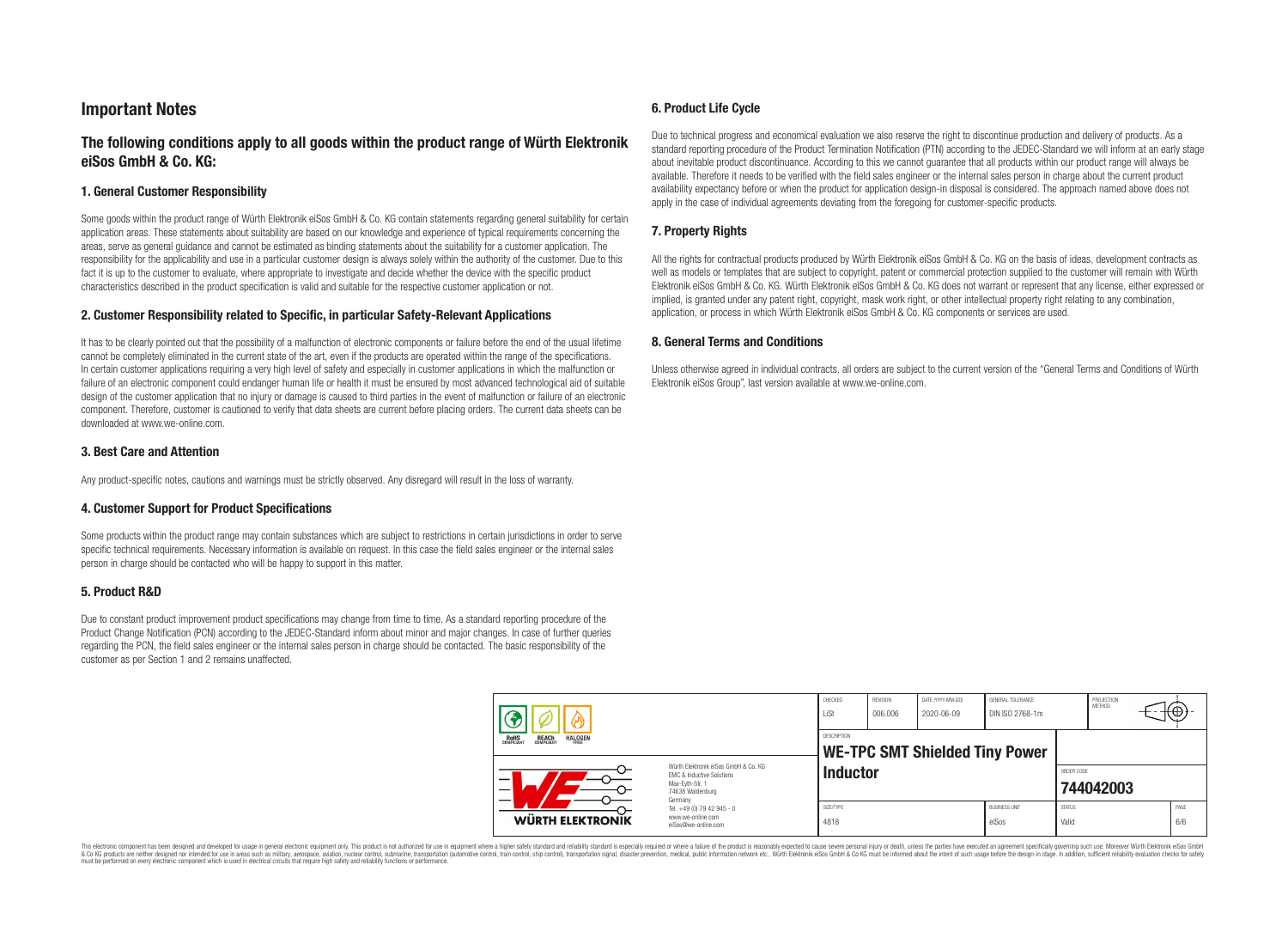# Important Notes

## The following conditions apply to all goods within the product range of Würth Elektronik eiSos GmbH & Co. KG:

### 1. General Customer Responsibility

Some goods within the product range of Würth Elektronik eiSos GmbH & Co. KG contain statements regarding general suitability for certain application areas. These statements about suitability are based on our knowledge and experience of typical requirements concerning the areas, serve as general guidance and cannot be estimated as binding statements about the suitability for a customer application. The responsibility for the applicability and use in a particular customer design is always solely within the authority of the customer. Due to this fact it is up to the customer to evaluate, where appropriate to investigate and decide whether the device with the specific product characteristics described in the product specification is valid and suitable for the respective customer application or not.

### 2. Customer Responsibility related to Specific, in particular Safety-Relevant Applications

It has to be clearly pointed out that the possibility of a malfunction of electronic components or failure before the end of the usual lifetime cannot be completely eliminated in the current state of the art, even if the products are operated within the range of the specifications. In certain customer applications requiring a very high level of safety and especially in customer applications in which the malfunction or failure of an electronic component could endanger human life or health it must be ensured by most advanced technological aid of suitable design of the customer application that no injury or damage is caused to third parties in the event of malfunction or failure of an electronic component. Therefore, customer is cautioned to verify that data sheets are current before placing orders. The current data sheets can be downloaded at www.we-online.com.

### 3. Best Care and Attention

Any product-specific notes, cautions and warnings must be strictly observed. Any disregard will result in the loss of warranty.

### 4. Customer Support for Product Specifications

Some products within the product range may contain substances which are subject to restrictions in certain jurisdictions in order to serve specific technical requirements. Necessary information is available on request. In this case the field sales engineer or the internal sales person in charge should be contacted who will be happy to support in this matter.

### 5. Product R&D

Due to constant product improvement product specifications may change from time to time. As a standard reporting procedure of the Product Change Notification (PCN) according to the JEDEC-Standard inform about minor and major changes. In case of further queries regarding the PCN, the field sales engineer or the internal sales person in charge should be contacted. The basic responsibility of the customer as per Section 1 and 2 remains unaffected.

### 6. Product Life Cycle

Due to technical progress and economical evaluation we also reserve the right to discontinue production and delivery of products. As a standard reporting procedure of the Product Termination Notification (PTN) according to the JEDEC-Standard we will inform at an early stage about inevitable product discontinuance. According to this we cannot guarantee that all products within our product range will always be available. Therefore it needs to be verified with the field sales engineer or the internal sales person in charge about the current product availability expectancy before or when the product for application design-in disposal is considered. The approach named above does not apply in the case of individual agreements deviating from the foregoing for customer-specific products.

### 7. Property Rights

All the rights for contractual products produced by Würth Elektronik eiSos GmbH & Co. KG on the basis of ideas, development contracts as well as models or templates that are subject to copyright, patent or commercial protection supplied to the customer will remain with Würth Elektronik eiSos GmbH & Co. KG. Würth Elektronik eiSos GmbH & Co. KG does not warrant or represent that any license, either expressed or implied, is granted under any patent right, copyright, mask work right, or other intellectual property right relating to any combination, application, or process in which Würth Elektronik eiSos GmbH & Co. KG components or services are used.

### 8. General Terms and Conditions

Unless otherwise agreed in individual contracts, all orders are subject to the current version of the "General Terms and Conditions of Würth Elektronik eiSos Group", last version available at www.we-online.com.

| | | | | | | | |
|---|---|---|---|---|---|---|---|
| RoHS COMPLIANT / REACh COMPLIANT / HALOGEN FREE | | CHECKED LiSt | REVISION 006.006 | DATE (YYYY-MM-DD) 2020-06-09 | GENERAL TOLERANCE DIN ISO 2768-1m | | PROJECTION METHOD |
| WÜRTH ELEKTRONIK | Würth Elektronik eiSos GmbH & Co. KG<br>EMC & Inductive Solutions<br>Max-Eyth-Str. 1<br>74638 Waldenburg<br>Germany<br>Tel. +49 (0) 79 42 945 - 0<br>www.we-online.com<br>eiSos@we-online.com | DESCRIPTION **WE-TPC SMT Shielded Tiny Power Inductor** | | | | ORDER CODE **744042003** | |
| | | SIZE/TYPE 4818 | | | BUSINESS UNIT eiSos | STATUS Valid | PAGE 6/6 |

This electronic component has been designed and developed for usage in general electronic equipment only. This product is not authorized for use in equipment where a higher safety standard and reliability standard is especially required or where a failure of the product is reasonably expected to cause severe personal injury or death, unless the parties have executed an agreement specifically governing such use. Moreover Würth Elektronik eiSos GmbH & Co KG products are neither designed nor intended for use in areas such as military, aerospace, aviation, nuclear control, submarine, transportation (automotive control, train control, ship control), transportation signal, disaster prevention, medical, public information network etc.. Würth Elektronik eiSos GmbH & Co KG must be informed about the intent of such usage before the design-in stage. In addition, sufficient reliability evaluation checks for safety must be performed on every electronic component which is used in electrical circuits that require high safety and reliability functions or performance.